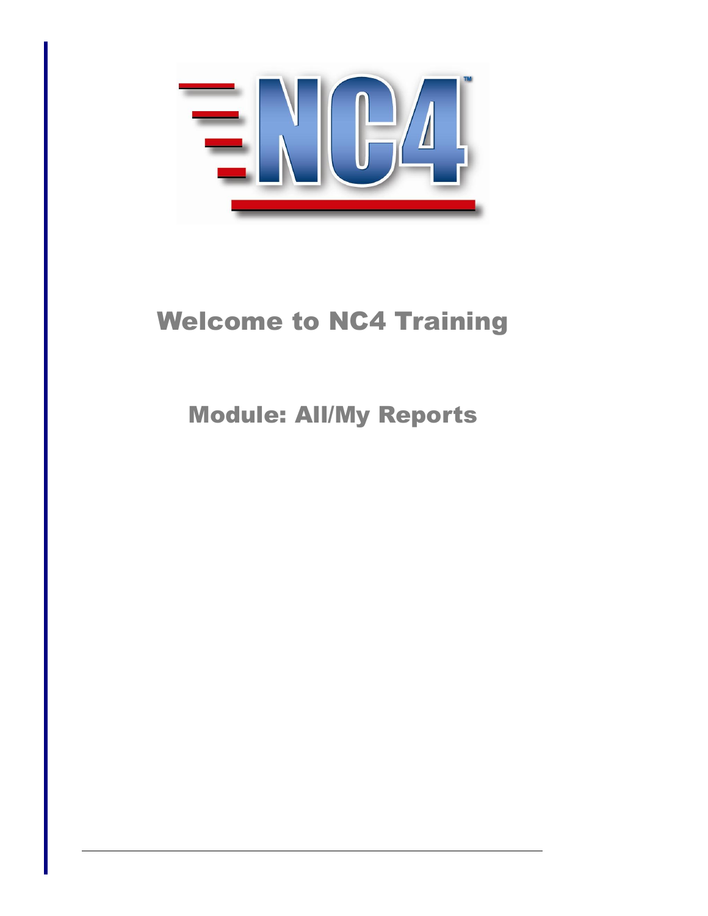# Welcome to NC4 Training

## Module: All/My Reports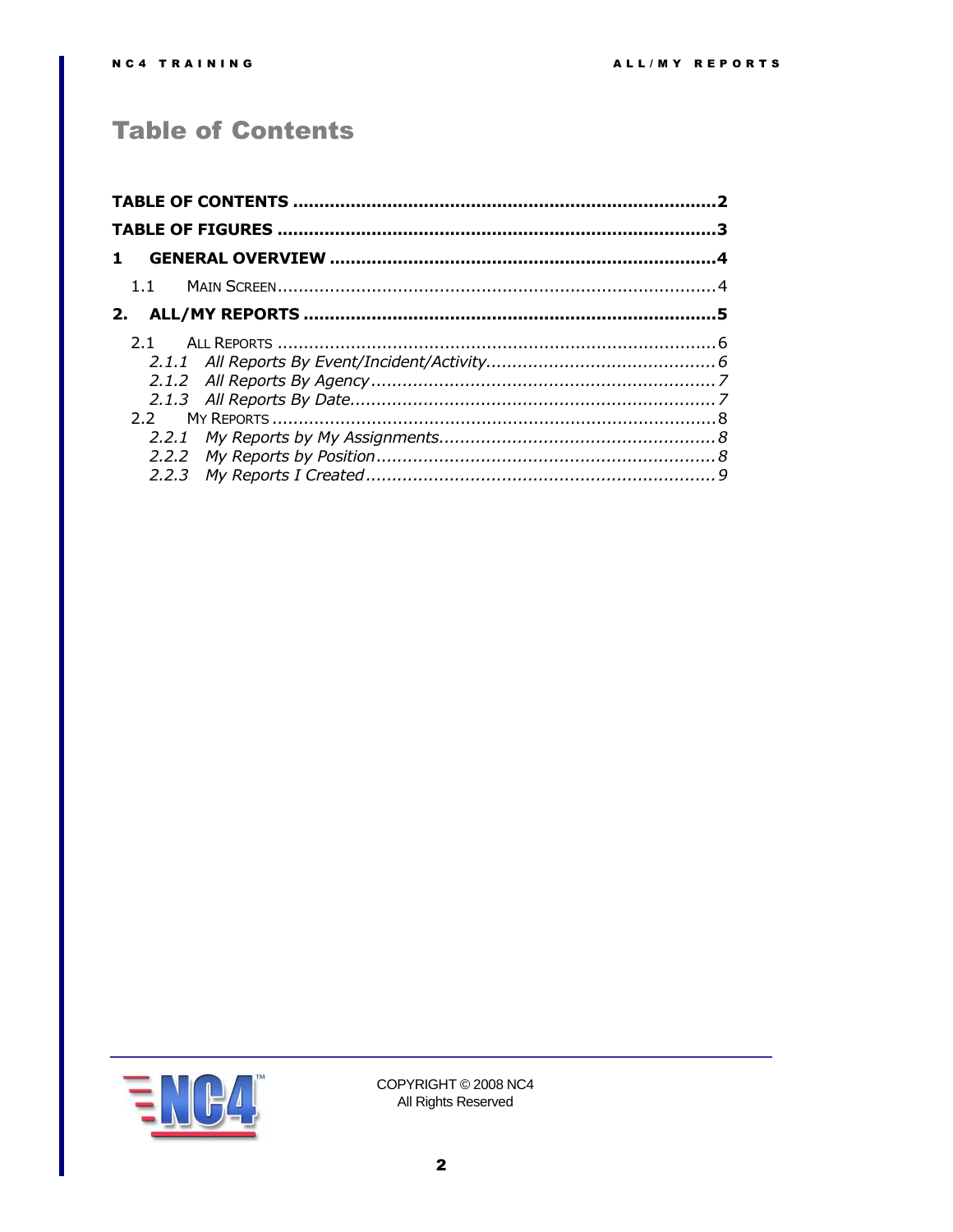# Table of Contents

**TABLE OF CONTENTS** ........ **2**

**TABLE OF FIGURES** ........ **3**

**1 GENERAL OVERVIEW** ........ **4**

- 1.1 MAIN SCREEN ........ 4

**2. ALL/MY REPORTS** ........ **5**

- 2.1 ALL REPORTS ........ 6
  - *2.1.1 All Reports By Event/Incident/Activity ........ 6*
  - *2.1.2 All Reports By Agency ........ 7*
  - *2.1.3 All Reports By Date ........ 7*
- 2.2 MY REPORTS ........ 8
  - *2.2.1 My Reports by My Assignments ........ 8*
  - *2.2.2 My Reports by Position ........ 8*
  - *2.2.3 My Reports I Created ........ 9*

COPYRIGHT © 2008 NC4
All Rights Reserved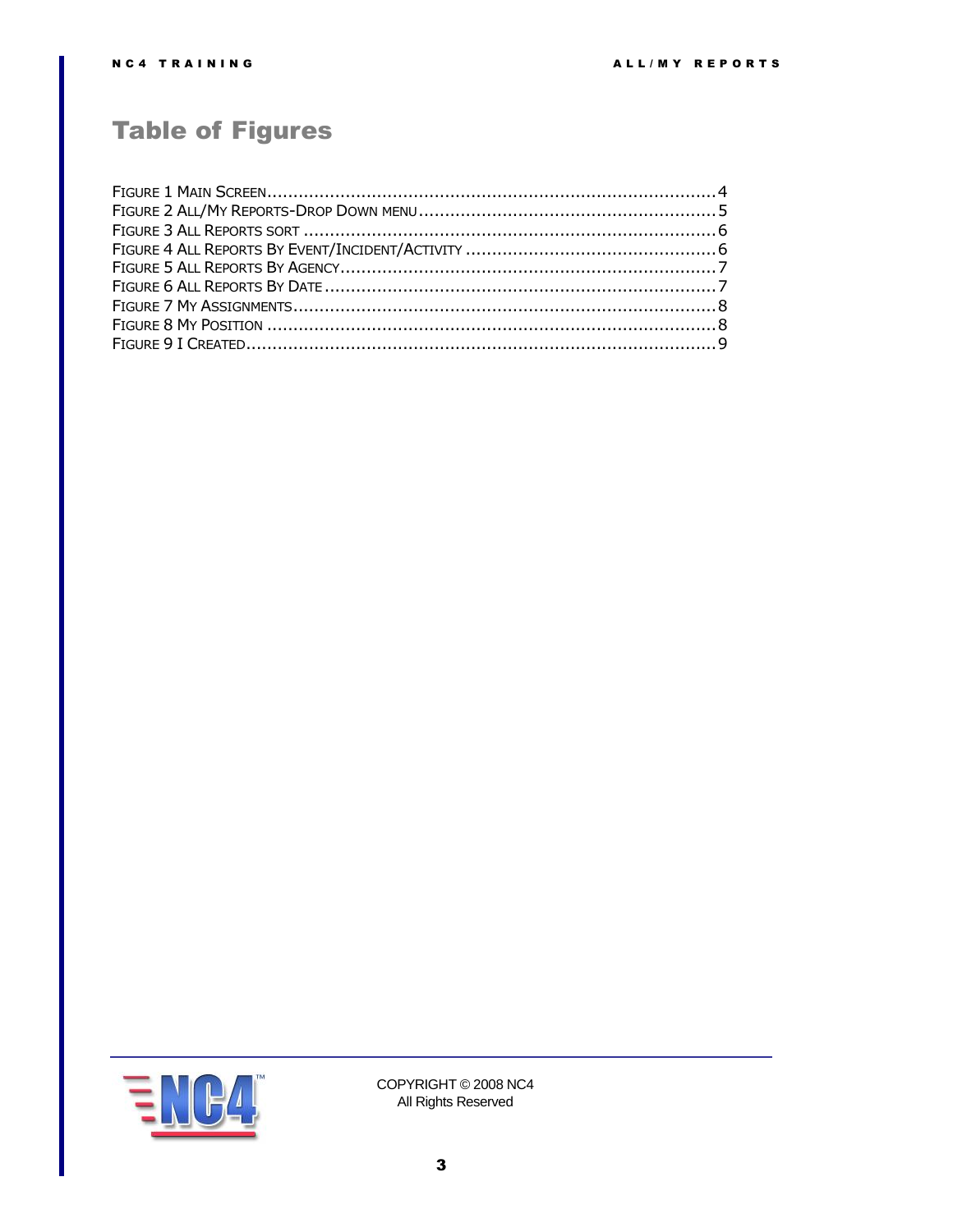# Table of Figures

FIGURE 1 MAIN SCREEN .................................................................................... 4
FIGURE 2 ALL/MY REPORTS-DROP DOWN MENU ...................................................... 5
FIGURE 3 ALL REPORTS SORT ............................................................................. 6
FIGURE 4 ALL REPORTS BY EVENT/INCIDENT/ACTIVITY ............................................... 6
FIGURE 5 ALL REPORTS BY AGENCY ...................................................................... 7
FIGURE 6 ALL REPORTS BY DATE ......................................................................... 7
FIGURE 7 MY ASSIGNMENTS ................................................................................ 8
FIGURE 8 MY POSITION .................................................................................... 8
FIGURE 9 I CREATED ........................................................................................ 9

COPYRIGHT © 2008 NC4
All Rights Reserved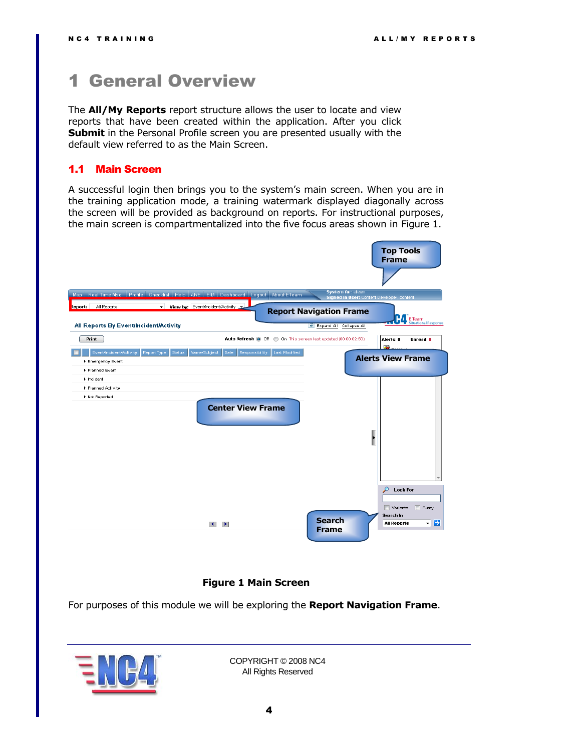# 1 General Overview

The **All/My Reports** report structure allows the user to locate and view reports that have been created within the application. After you click **Submit** in the Personal Profile screen you are presented usually with the default view referred to as the Main Screen.

## 1.1 Main Screen

A successful login then brings you to the system's main screen. When you are in the training application mode, a training watermark displayed diagonally across the screen will be provided as background on reports. For instructional purposes, the main screen is compartmentalized into the five focus areas shown in Figure 1.

**Figure 1 Main Screen**

For purposes of this module we will be exploring the **Report Navigation Frame**.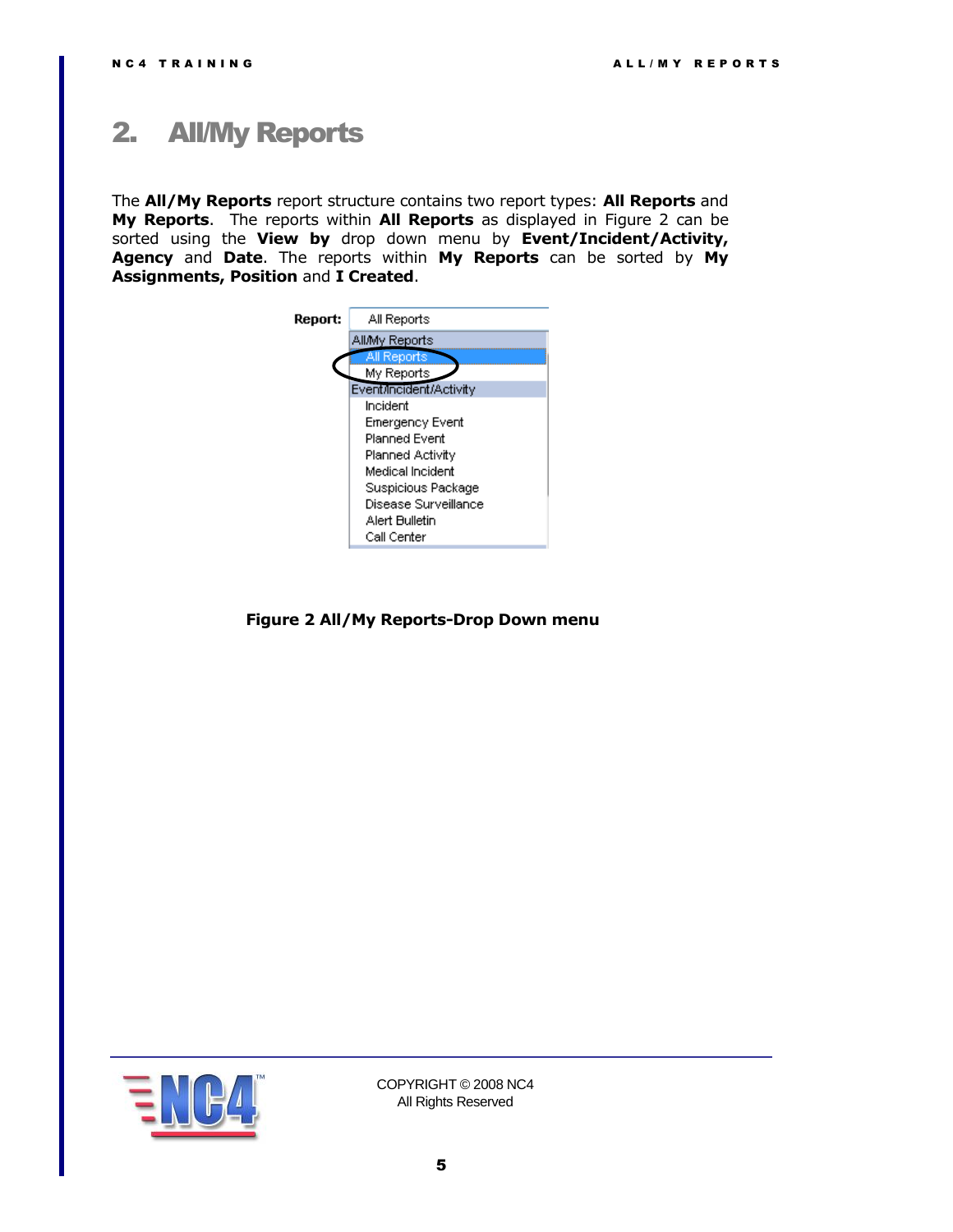# 2. All/My Reports

The **All/My Reports** report structure contains two report types: **All Reports** and **My Reports**. The reports within **All Reports** as displayed in Figure 2 can be sorted using the **View by** drop down menu by **Event/Incident/Activity, Agency** and **Date**. The reports within **My Reports** can be sorted by **My Assignments, Position** and **I Created**.

**Figure 2 All/My Reports-Drop Down menu**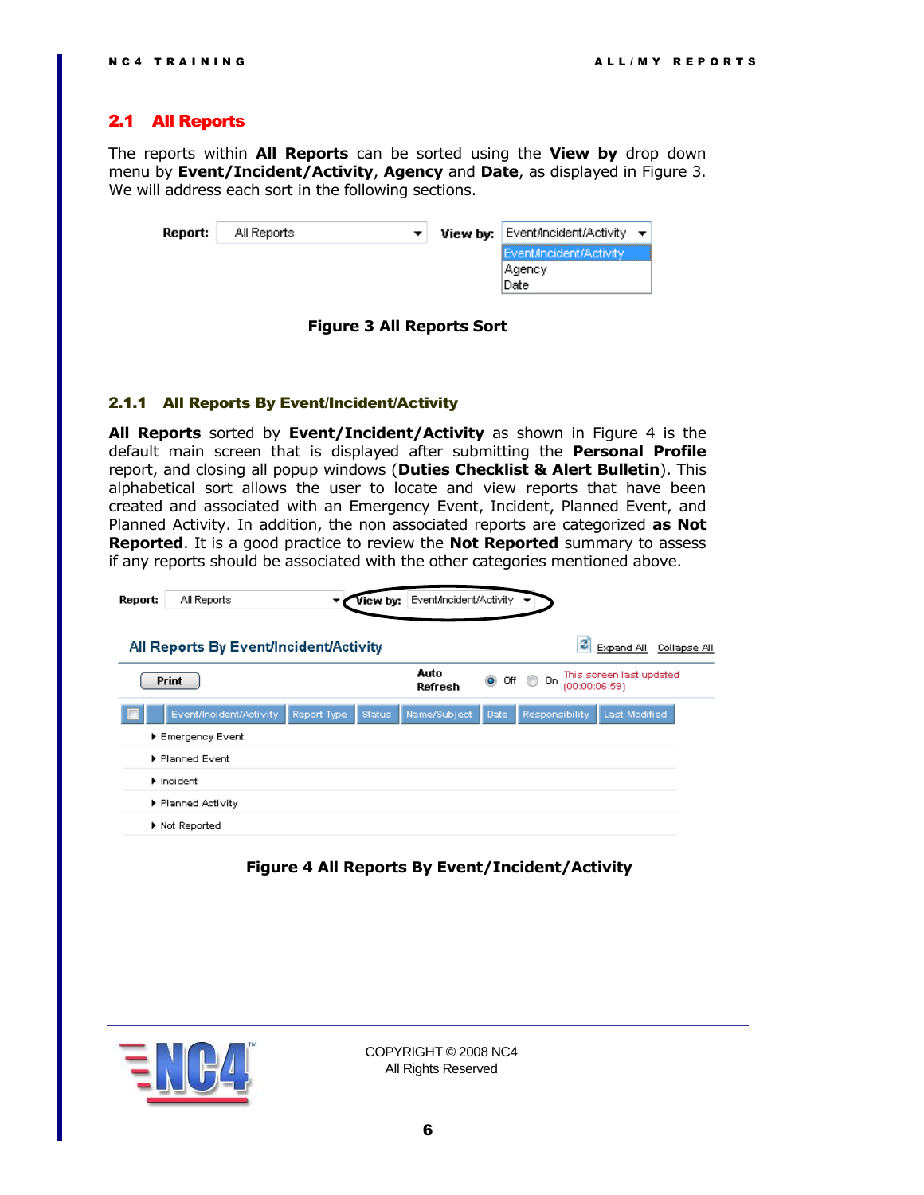## 2.1 All Reports

The reports within **All Reports** can be sorted using the **View by** drop down menu by **Event/Incident/Activity**, **Agency** and **Date**, as displayed in Figure 3. We will address each sort in the following sections.

**Figure 3 All Reports Sort**

### 2.1.1 All Reports By Event/Incident/Activity

**All Reports** sorted by **Event/Incident/Activity** as shown in Figure 4 is the default main screen that is displayed after submitting the **Personal Profile** report, and closing all popup windows (**Duties Checklist & Alert Bulletin**). This alphabetical sort allows the user to locate and view reports that have been created and associated with an Emergency Event, Incident, Planned Event, and Planned Activity. In addition, the non associated reports are categorized **as Not Reported**. It is a good practice to review the **Not Reported** summary to assess if any reports should be associated with the other categories mentioned above.

**Figure 4 All Reports By Event/Incident/Activity**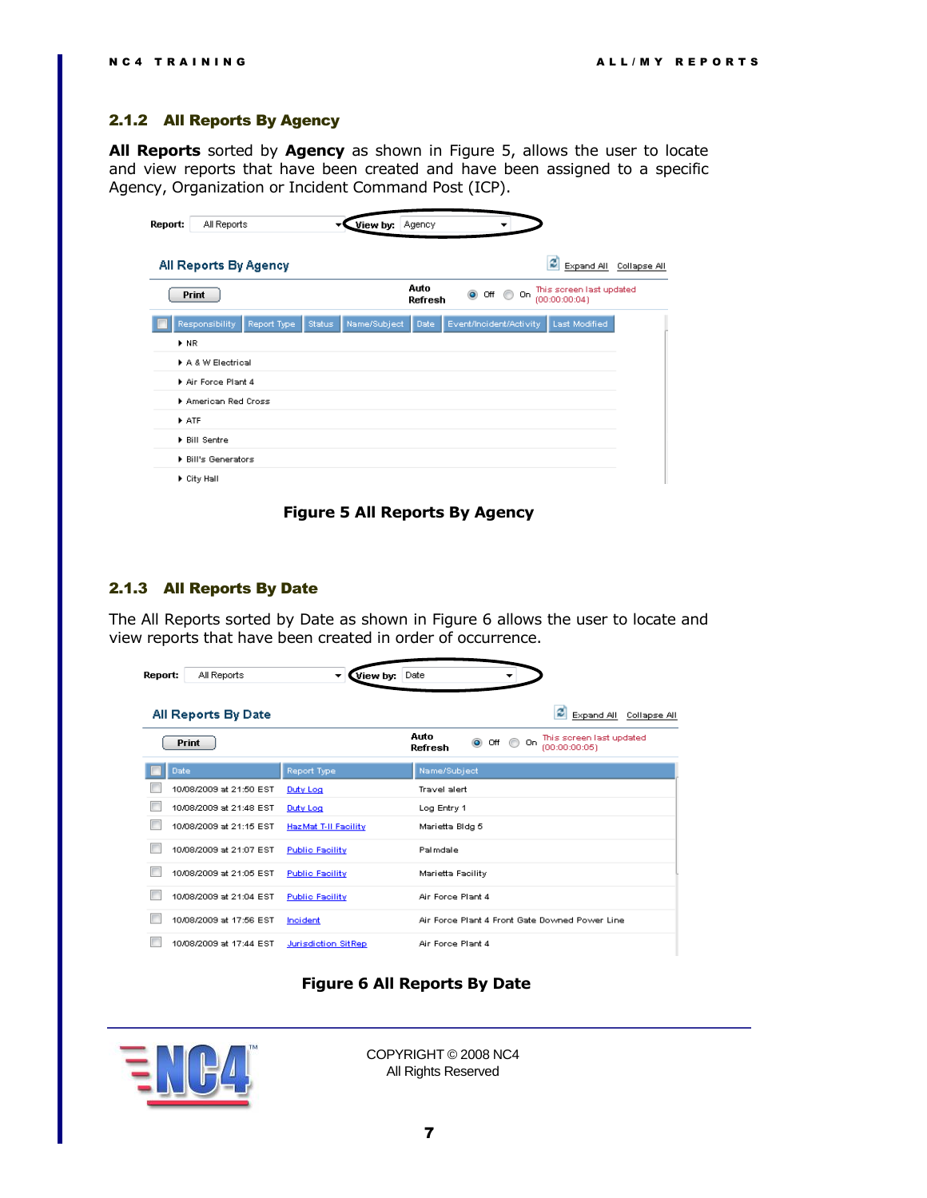### 2.1.2 All Reports By Agency

**All Reports** sorted by **Agency** as shown in Figure 5, allows the user to locate and view reports that have been created and have been assigned to a specific Agency, Organization or Incident Command Post (ICP).

Report: All Reports View by: Agency

All Reports By Agency

Expand All Collapse All

Print | Auto Refresh ◉ Off ○ On | This screen last updated (00:00:00:04)

| Responsibility | Report Type | Status | Name/Subject | Date | Event/Incident/Activity | Last Modified |
|---|---|---|---|---|---|---|
| NR | | | | | | |
| A & W Electrical | | | | | | |
| Air Force Plant 4 | | | | | | |
| American Red Cross | | | | | | |
| ATF | | | | | | |
| Bill Sentre | | | | | | |
| Bill's Generators | | | | | | |
| City Hall | | | | | | |

**Figure 5 All Reports By Agency**

### 2.1.3 All Reports By Date

The All Reports sorted by Date as shown in Figure 6 allows the user to locate and view reports that have been created in order of occurrence.

Report: All Reports View by: Date

All Reports By Date

Expand All Collapse All

Print | Auto Refresh ◉ Off ○ On | This screen last updated (00:00:00:05)

| Date | Report Type | Name/Subject |
|---|---|---|
| 10/08/2009 at 21:50 EST | Duty Log | Travel alert |
| 10/08/2009 at 21:48 EST | Duty Log | Log Entry 1 |
| 10/08/2009 at 21:15 EST | HazMat T-II Facility | Marietta Bldg 5 |
| 10/08/2009 at 21:07 EST | Public Facility | Palmdale |
| 10/08/2009 at 21:05 EST | Public Facility | Marietta Facility |
| 10/08/2009 at 21:04 EST | Public Facility | Air Force Plant 4 |
| 10/08/2009 at 17:56 EST | Incident | Air Force Plant 4 Front Gate Downed Power Line |
| 10/08/2009 at 17:44 EST | Jurisdiction SitRep | Air Force Plant 4 |

**Figure 6 All Reports By Date**

COPYRIGHT © 2008 NC4
All Rights Reserved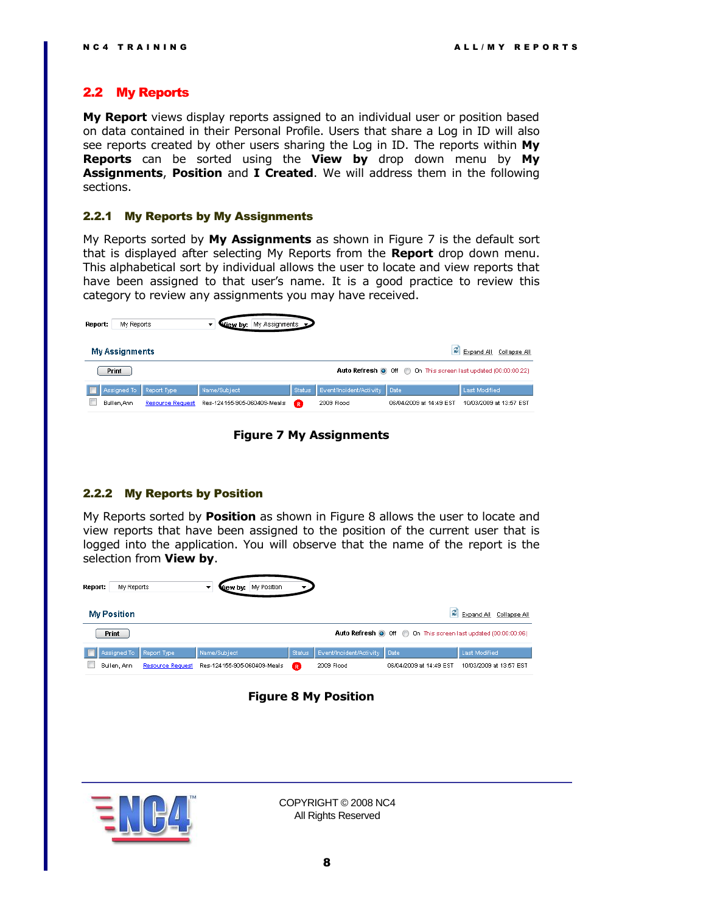## 2.2 My Reports

**My Report** views display reports assigned to an individual user or position based on data contained in their Personal Profile. Users that share a Log in ID will also see reports created by other users sharing the Log in ID. The reports within **My Reports** can be sorted using the **View by** drop down menu by **My Assignments**, **Position** and **I Created**. We will address them in the following sections.

### 2.2.1 My Reports by My Assignments

My Reports sorted by **My Assignments** as shown in Figure 7 is the default sort that is displayed after selecting My Reports from the **Report** drop down menu. This alphabetical sort by individual allows the user to locate and view reports that have been assigned to that user's name. It is a good practice to review this category to review any assignments you may have received.

Report: My Reports | View by: My Assignments

**My Assignments** — Expand All | Collapse All

Print — Auto Refresh ◉ Off ○ On This screen last updated (00:00:00:22)

| Assigned To | Report Type | Name/Subject | Status | Event/Incident/Activity | Date | Last Modified |
|---|---|---|---|---|---|---|
| Bullen,Ann | Resource Request | Res-124155-905-060409-Meals | R | 2009 Flood | 06/04/2009 at 14:49 EST | 10/03/2009 at 13:57 EST |

**Figure 7 My Assignments**

### 2.2.2 My Reports by Position

My Reports sorted by **Position** as shown in Figure 8 allows the user to locate and view reports that have been assigned to the position of the current user that is logged into the application. You will observe that the name of the report is the selection from **View by**.

Report: My Reports | View by: My Position

**My Position** — Expand All | Collapse All

Print — Auto Refresh ◉ Off ○ On This screen last updated (00:00:00:06)

| Assigned To | Report Type | Name/Subject | Status | Event/Incident/Activity | Date | Last Modified |
|---|---|---|---|---|---|---|
| Bullen, Ann | Resource Request | Res-124155-905-060409-Meals | R | 2009 Flood | 06/04/2009 at 14:49 EST | 10/03/2009 at 13:57 EST |

**Figure 8 My Position**

COPYRIGHT © 2008 NC4
All Rights Reserved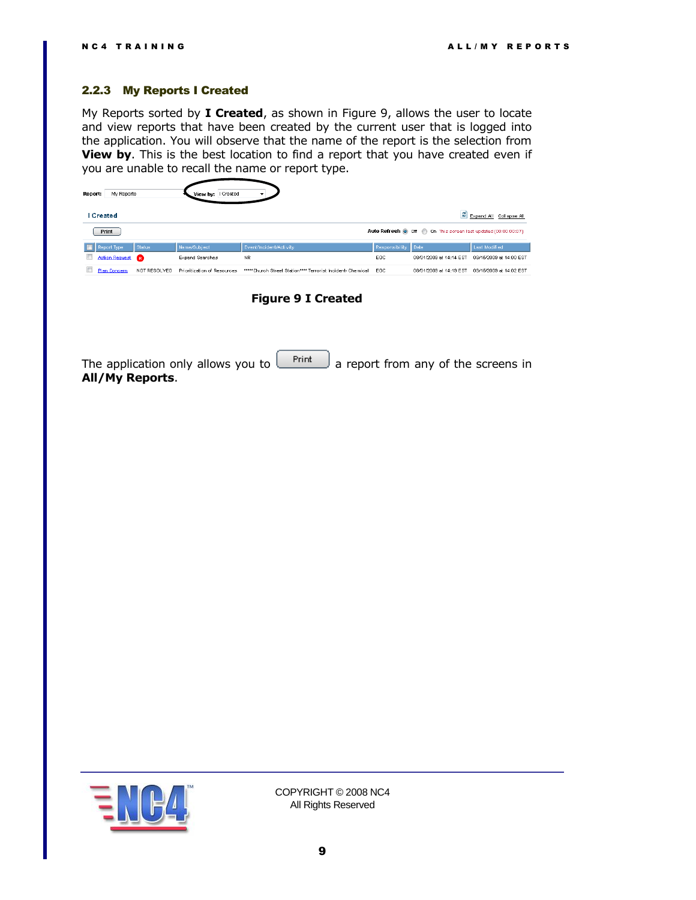### 2.2.3 My Reports I Created

My Reports sorted by **I Created**, as shown in Figure 9, allows the user to locate and view reports that have been created by the current user that is logged into the application. You will observe that the name of the report is the selection from **View by**. This is the best location to find a report that you have created even if you are unable to recall the name or report type.

Report: My Reports View by: I Created

I Created

Expand All Collapse All

Print

Auto Refresh Off On This screen last updated (00:00:00:07)

| | Report Type | Status | Name/Subject | Event/Incident/Activity | Responsibility | Date | Last Modified |
|---|---|---|---|---|---|---|---|
| | Action Request | R | Expand Searches | NR | EOC | 08/01/2008 at 14:14 EST | 08/16/2008 at 14:00 EST |
| | Plan Concern | NOT RESOLVED | Prioritization of Resources | *****Church Street Station***** Terrorist Incident- Chemical | EOC | 08/01/2008 at 14:19 EST | 08/15/2008 at 14:02 EST |

**Figure 9 I Created**

The application only allows you to Print a report from any of the screens in **All/My Reports**.

COPYRIGHT © 2008 NC4
All Rights Reserved